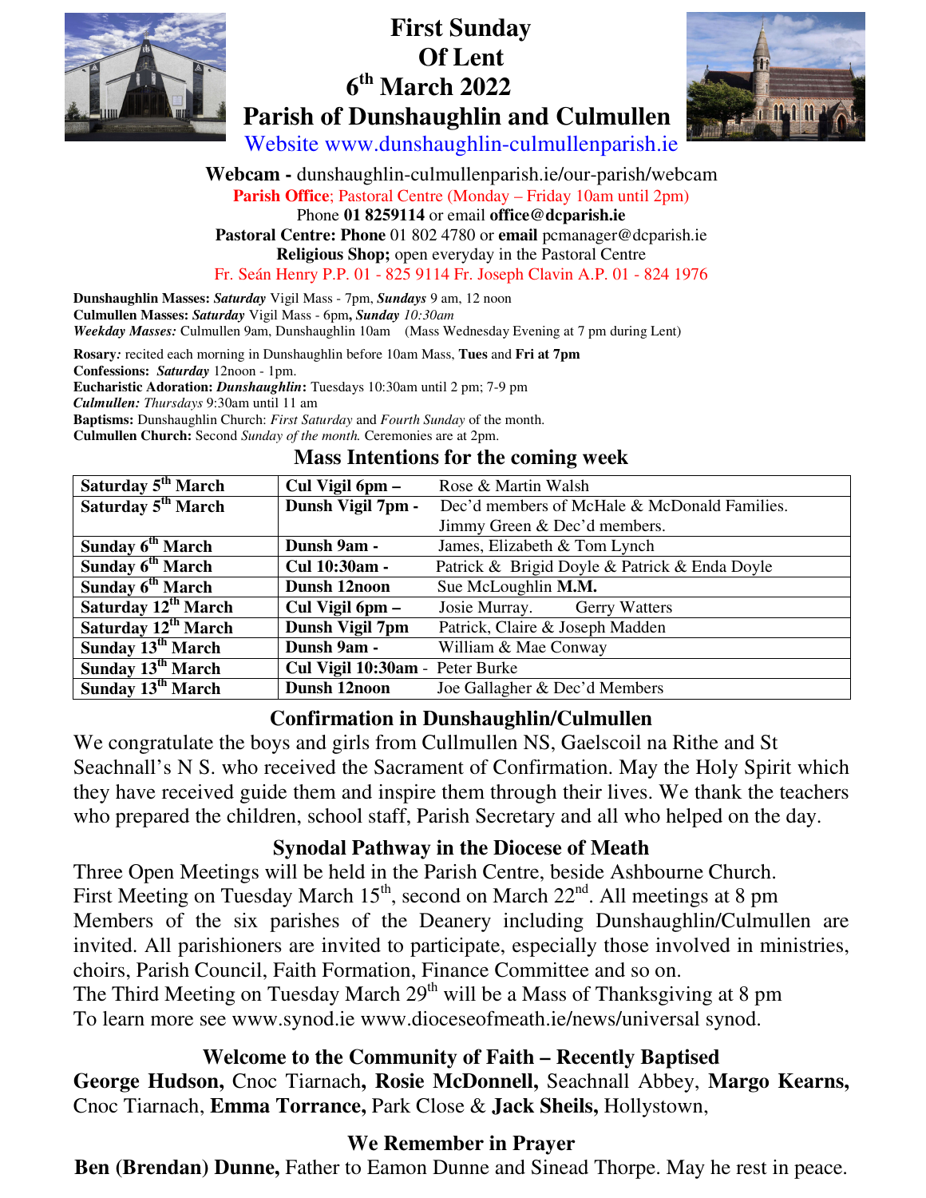# First Sunday Of Lent
# 6th March 2022
# Parish of Dunshaughlin and Culmullen

Website www.dunshaughlin-culmullenparish.ie

**Webcam -** dunshaughlin-culmullenparish.ie/our-parish/webcam
**Parish Office**; Pastoral Centre (Monday – Friday 10am until 2pm)
Phone **01 8259114** or email **office@dcparish.ie**
**Pastoral Centre: Phone** 01 802 4780 or **email** pcmanager@dcparish.ie
**Religious Shop;** open everyday in the Pastoral Centre
Fr. Seán Henry P.P. 01 - 825 9114 Fr. Joseph Clavin A.P. 01 - 824 1976

**Dunshaughlin Masses:** ***Saturday*** Vigil Mass - 7pm, ***Sundays*** 9 am, 12 noon
**Culmullen Masses:** ***Saturday*** Vigil Mass - 6pm**,** ***Sunday*** *10:30am*
***Weekday Masses:*** Culmullen 9am, Dunshaughlin 10am (Mass Wednesday Evening at 7 pm during Lent)

**Rosary***:* recited each morning in Dunshaughlin before 10am Mass, **Tues** and **Fri at 7pm**
**Confessions:** ***Saturday*** 12noon - 1pm.
**Eucharistic Adoration:** ***Dunshaughlin*****:** Tuesdays 10:30am until 2 pm; 7-9 pm
***Culmullen:*** *Thursdays* 9:30am until 11 am
**Baptisms:** Dunshaughlin Church: *First Saturday* and *Fourth Sunday* of the month.
**Culmullen Church:** Second *Sunday of the month.* Ceremonies are at 2pm.

## Mass Intentions for the coming week

| | | |
|---|---|---|
| **Saturday 5th March** | **Cul Vigil 6pm –** | Rose & Martin Walsh |
| **Saturday 5th March** | **Dunsh Vigil 7pm -** | Dec'd members of McHale & McDonald Families. Jimmy Green & Dec'd members. |
| **Sunday 6th March** | **Dunsh 9am -** | James, Elizabeth & Tom Lynch |
| **Sunday 6th March** | **Cul 10:30am -** | Patrick & Brigid Doyle & Patrick & Enda Doyle |
| **Sunday 6th March** | **Dunsh 12noon** | Sue McLoughlin **M.M.** |
| **Saturday 12th March** | **Cul Vigil 6pm –** | Josie Murray. Gerry Watters |
| **Saturday 12th March** | **Dunsh Vigil 7pm** | Patrick, Claire & Joseph Madden |
| **Sunday 13th March** | **Dunsh 9am -** | William & Mae Conway |
| **Sunday 13th March** | **Cul Vigil 10:30am -** | Peter Burke |
| **Sunday 13th March** | **Dunsh 12noon** | Joe Gallagher & Dec'd Members |

## Confirmation in Dunshaughlin/Culmullen

We congratulate the boys and girls from Cullmullen NS, Gaelscoil na Rithe and St Seachnall's N S. who received the Sacrament of Confirmation. May the Holy Spirit which they have received guide them and inspire them through their lives. We thank the teachers who prepared the children, school staff, Parish Secretary and all who helped on the day.

## Synodal Pathway in the Diocese of Meath

Three Open Meetings will be held in the Parish Centre, beside Ashbourne Church.
First Meeting on Tuesday March 15th, second on March 22nd. All meetings at 8 pm
Members of the six parishes of the Deanery including Dunshaughlin/Culmullen are invited. All parishioners are invited to participate, especially those involved in ministries, choirs, Parish Council, Faith Formation, Finance Committee and so on.
The Third Meeting on Tuesday March 29th will be a Mass of Thanksgiving at 8 pm
To learn more see www.synod.ie www.dioceseofmeath.ie/news/universal synod.

## Welcome to the Community of Faith – Recently Baptised

**George Hudson,** Cnoc Tiarnach**, Rosie McDonnell,** Seachnall Abbey, **Margo Kearns,** Cnoc Tiarnach, **Emma Torrance,** Park Close & **Jack Sheils,** Hollystown,

## We Remember in Prayer

**Ben (Brendan) Dunne,** Father to Eamon Dunne and Sinead Thorpe. May he rest in peace.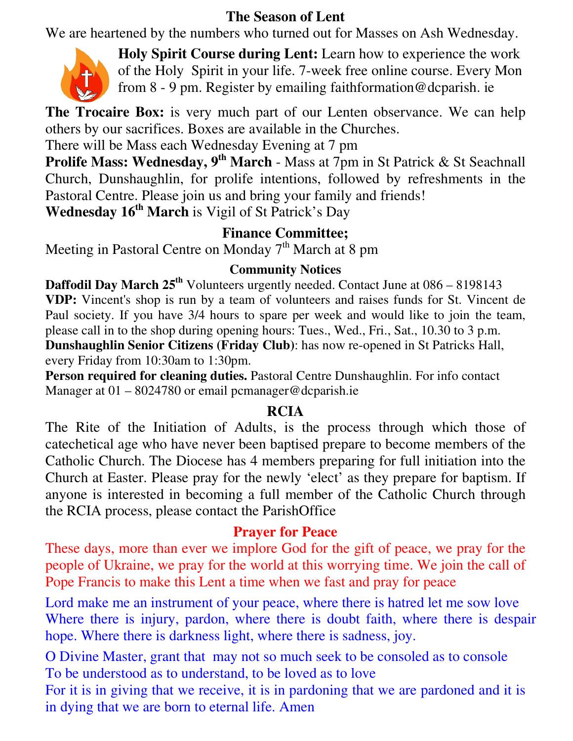## The Season of Lent

We are heartened by the numbers who turned out for Masses on Ash Wednesday.

**Holy Spirit Course during Lent:** Learn how to experience the work of the Holy Spirit in your life. 7-week free online course. Every Mon from 8 - 9 pm. Register by emailing faithformation@dcparish. ie

**The Trocaire Box:** is very much part of our Lenten observance. We can help others by our sacrifices. Boxes are available in the Churches.

There will be Mass each Wednesday Evening at 7 pm

**Prolife Mass: Wednesday, 9th March** - Mass at 7pm in St Patrick & St Seachnall Church, Dunshaughlin, for prolife intentions, followed by refreshments in the Pastoral Centre. Please join us and bring your family and friends!

**Wednesday 16th March** is Vigil of St Patrick's Day

## Finance Committee;

Meeting in Pastoral Centre on Monday 7th March at 8 pm

### Community Notices

**Daffodil Day March 25th** Volunteers urgently needed. Contact June at 086 – 8198143

**VDP:** Vincent's shop is run by a team of volunteers and raises funds for St. Vincent de Paul society. If you have 3/4 hours to spare per week and would like to join the team, please call in to the shop during opening hours: Tues., Wed., Fri., Sat., 10.30 to 3 p.m.

**Dunshaughlin Senior Citizens (Friday Club)**: has now re-opened in St Patricks Hall, every Friday from 10:30am to 1:30pm.

**Person required for cleaning duties.** Pastoral Centre Dunshaughlin. For info contact Manager at 01 – 8024780 or email pcmanager@dcparish.ie

## RCIA

The Rite of the Initiation of Adults, is the process through which those of catechetical age who have never been baptised prepare to become members of the Catholic Church. The Diocese has 4 members preparing for full initiation into the Church at Easter. Please pray for the newly 'elect' as they prepare for baptism. If anyone is interested in becoming a full member of the Catholic Church through the RCIA process, please contact the ParishOffice

## Prayer for Peace

These days, more than ever we implore God for the gift of peace, we pray for the people of Ukraine, we pray for the world at this worrying time. We join the call of Pope Francis to make this Lent a time when we fast and pray for peace

Lord make me an instrument of your peace, where there is hatred let me sow love Where there is injury, pardon, where there is doubt faith, where there is despair hope. Where there is darkness light, where there is sadness, joy.

O Divine Master, grant that may not so much seek to be consoled as to console
To be understood as to understand, to be loved as to love
For it is in giving that we receive, it is in pardoning that we are pardoned and it is in dying that we are born to eternal life. Amen